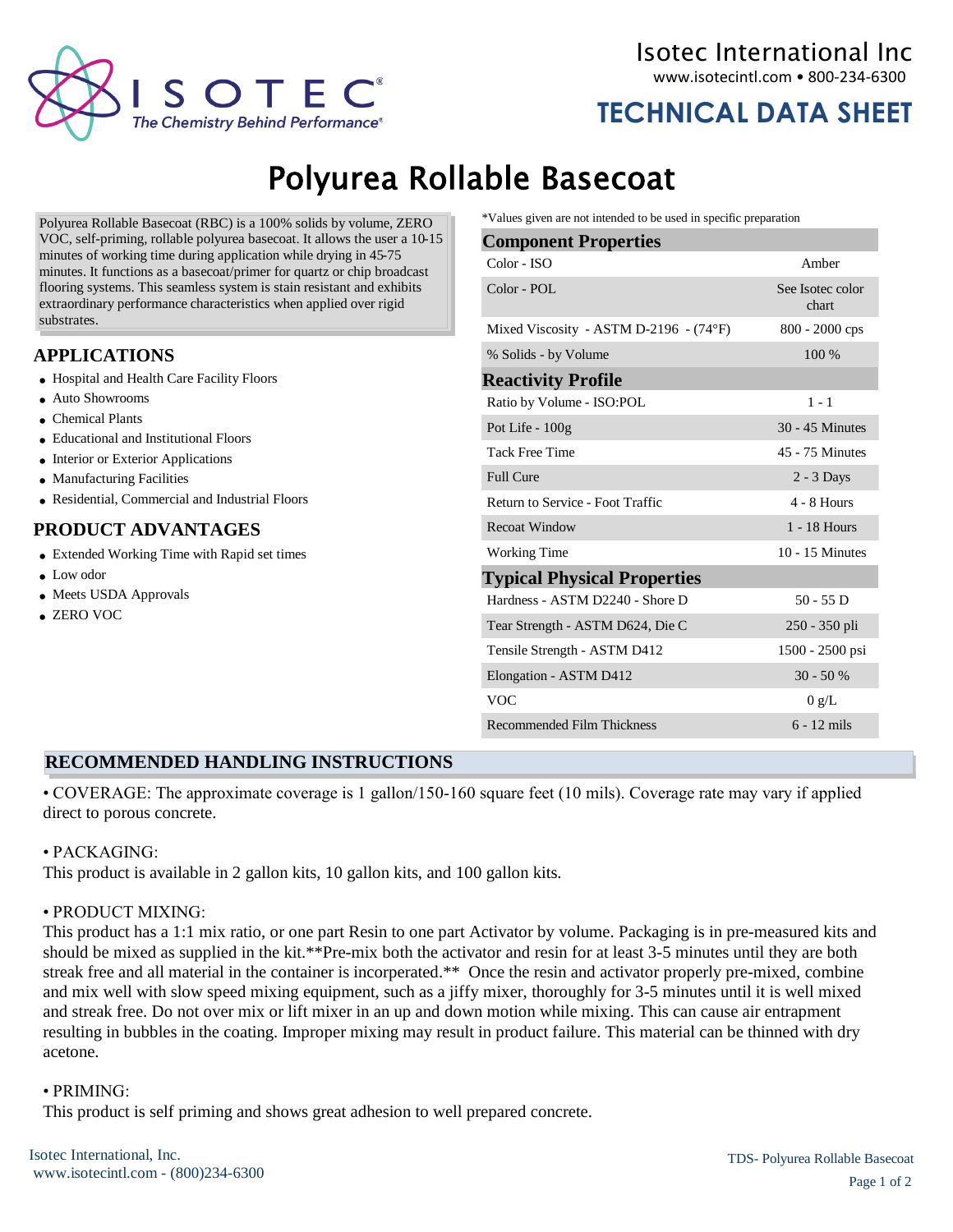ISOTEC
The Chemistry Behind Performance®

Isotec International Inc
www.isotecintl.com • 800-234-6300

**TECHNICAL DATA SHEET**

# Polyurea Rollable Basecoat

Polyurea Rollable Basecoat (RBC) is a 100% solids by volume, ZERO VOC, self-priming, rollable polyurea basecoat. It allows the user a 10-15 minutes of working time during application while drying in 45-75 minutes. It functions as a basecoat/primer for quartz or chip broadcast flooring systems. This seamless system is stain resistant and exhibits extraordinary performance characteristics when applied over rigid substrates.

## APPLICATIONS

- Hospital and Health Care Facility Floors
- Auto Showrooms
- Chemical Plants
- Educational and Institutional Floors
- Interior or Exterior Applications
- Manufacturing Facilities
- Residential, Commercial and Industrial Floors

## PRODUCT ADVANTAGES

- Extended Working Time with Rapid set times
- Low odor
- Meets USDA Approvals
- ZERO VOC

*Values given are not intended to be used in specific preparation

| **Component Properties** | |
|---|---|
| Color - ISO | Amber |
| Color - POL | See Isotec color chart |
| Mixed Viscosity - ASTM D-2196 - (74°F) | 800 - 2000 cps |
| % Solids - by Volume | 100 % |
| **Reactivity Profile** | |
| Ratio by Volume - ISO:POL | 1 - 1 |
| Pot Life - 100g | 30 - 45 Minutes |
| Tack Free Time | 45 - 75 Minutes |
| Full Cure | 2 - 3 Days |
| Return to Service - Foot Traffic | 4 - 8 Hours |
| Recoat Window | 1 - 18 Hours |
| Working Time | 10 - 15 Minutes |
| **Typical Physical Properties** | |
| Hardness - ASTM D2240 - Shore D | 50 - 55 D |
| Tear Strength - ASTM D624, Die C | 250 - 350 pli |
| Tensile Strength - ASTM D412 | 1500 - 2500 psi |
| Elongation - ASTM D412 | 30 - 50 % |
| VOC | 0 g/L |
| Recommended Film Thickness | 6 - 12 mils |

## RECOMMENDED HANDLING INSTRUCTIONS

• COVERAGE: The approximate coverage is 1 gallon/150-160 square feet (10 mils). Coverage rate may vary if applied direct to porous concrete.

• PACKAGING:
This product is available in 2 gallon kits, 10 gallon kits, and 100 gallon kits.

• PRODUCT MIXING:
This product has a 1:1 mix ratio, or one part Resin to one part Activator by volume. Packaging is in pre-measured kits and should be mixed as supplied in the kit.**Pre-mix both the activator and resin for at least 3-5 minutes until they are both streak free and all material in the container is incorperated.** Once the resin and activator properly pre-mixed, combine and mix well with slow speed mixing equipment, such as a jiffy mixer, thoroughly for 3-5 minutes until it is well mixed and streak free. Do not over mix or lift mixer in an up and down motion while mixing. This can cause air entrapment resulting in bubbles in the coating. Improper mixing may result in product failure. This material can be thinned with dry acetone.

• PRIMING:
This product is self priming and shows great adhesion to well prepared concrete.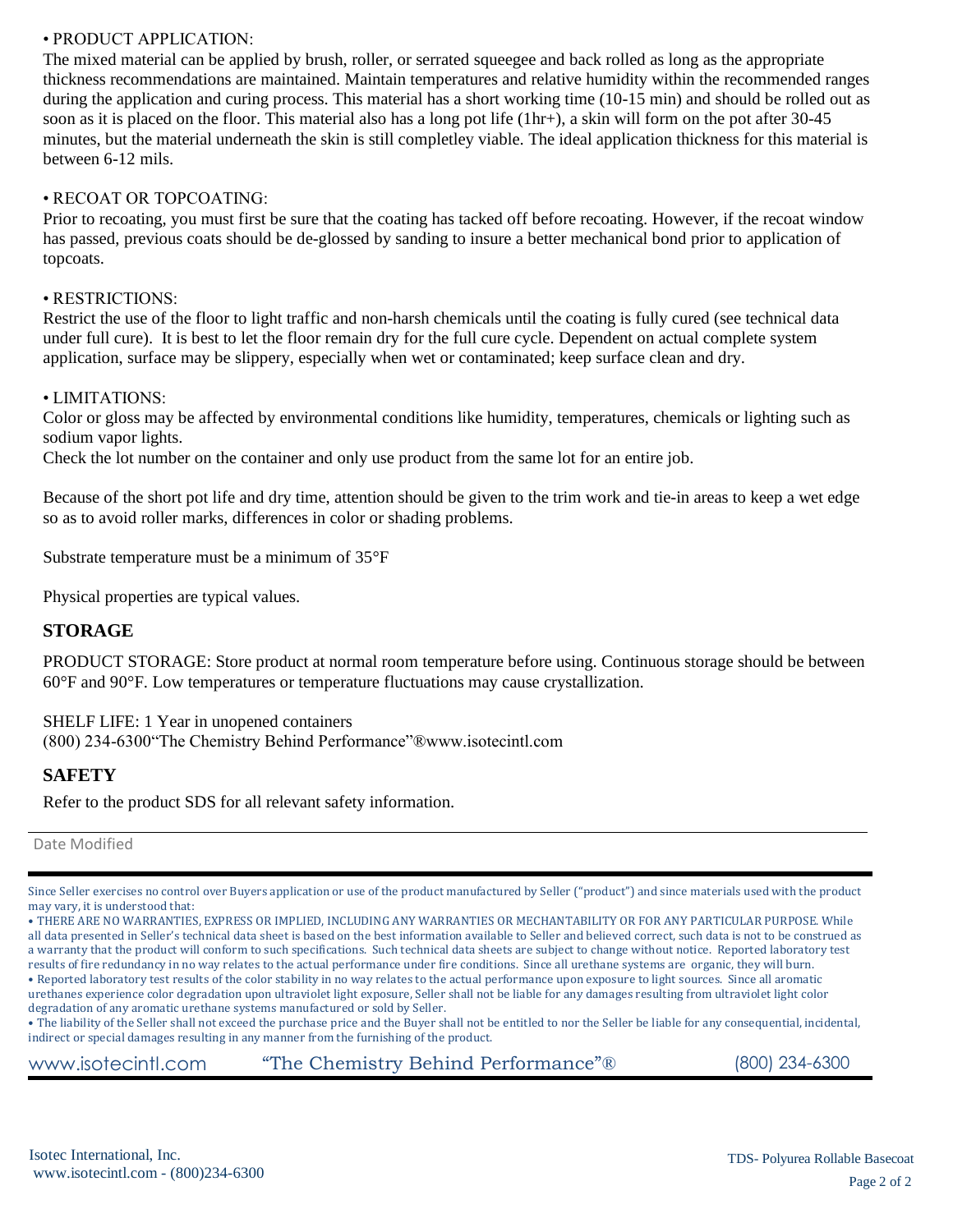• PRODUCT APPLICATION:

The mixed material can be applied by brush, roller, or serrated squeegee and back rolled as long as the appropriate thickness recommendations are maintained. Maintain temperatures and relative humidity within the recommended ranges during the application and curing process. This material has a short working time (10-15 min) and should be rolled out as soon as it is placed on the floor. This material also has a long pot life (1hr+), a skin will form on the pot after 30-45 minutes, but the material underneath the skin is still completley viable. The ideal application thickness for this material is between 6-12 mils.

• RECOAT OR TOPCOATING:

Prior to recoating, you must first be sure that the coating has tacked off before recoating. However, if the recoat window has passed, previous coats should be de-glossed by sanding to insure a better mechanical bond prior to application of topcoats.

• RESTRICTIONS:

Restrict the use of the floor to light traffic and non-harsh chemicals until the coating is fully cured (see technical data under full cure). It is best to let the floor remain dry for the full cure cycle. Dependent on actual complete system application, surface may be slippery, especially when wet or contaminated; keep surface clean and dry.

• LIMITATIONS:

Color or gloss may be affected by environmental conditions like humidity, temperatures, chemicals or lighting such as sodium vapor lights.

Check the lot number on the container and only use product from the same lot for an entire job.

Because of the short pot life and dry time, attention should be given to the trim work and tie-in areas to keep a wet edge so as to avoid roller marks, differences in color or shading problems.

Substrate temperature must be a minimum of 35°F

Physical properties are typical values.

## STORAGE

PRODUCT STORAGE: Store product at normal room temperature before using. Continuous storage should be between 60°F and 90°F. Low temperatures or temperature fluctuations may cause crystallization.

SHELF LIFE: 1 Year in unopened containers
(800) 234-6300"The Chemistry Behind Performance"®www.isotecintl.com

## SAFETY

Refer to the product SDS for all relevant safety information.

Date Modified

Since Seller exercises no control over Buyers application or use of the product manufactured by Seller ("product") and since materials used with the product may vary, it is understood that:

• THERE ARE NO WARRANTIES, EXPRESS OR IMPLIED, INCLUDING ANY WARRANTIES OR MECHANTABILITY OR FOR ANY PARTICULAR PURPOSE. While all data presented in Seller's technical data sheet is based on the best information available to Seller and believed correct, such data is not to be construed as a warranty that the product will conform to such specifications. Such technical data sheets are subject to change without notice. Reported laboratory test results of fire redundancy in no way relates to the actual performance under fire conditions. Since all urethane systems are organic, they will burn.

• Reported laboratory test results of the color stability in no way relates to the actual performance upon exposure to light sources. Since all aromatic urethanes experience color degradation upon ultraviolet light exposure, Seller shall not be liable for any damages resulting from ultraviolet light color degradation of any aromatic urethane systems manufactured or sold by Seller.

• The liability of the Seller shall not exceed the purchase price and the Buyer shall not be entitled to nor the Seller be liable for any consequential, incidental, indirect or special damages resulting in any manner from the furnishing of the product.

www.isotecintl.com "The Chemistry Behind Performance"® (800) 234-6300